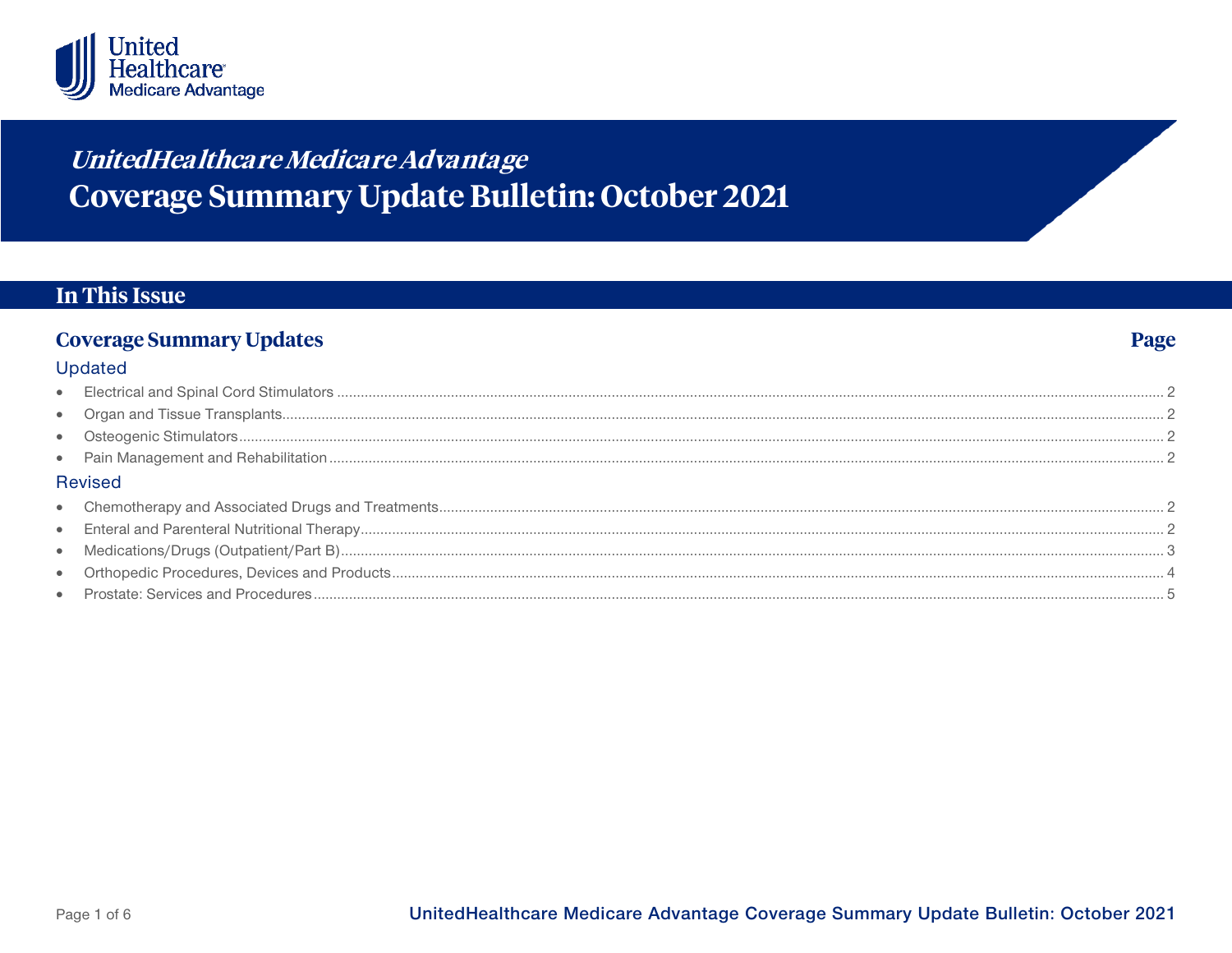UnitedHealthcare Medicare Advantage

# *UnitedHealthcare Medicare Advantage*
# Coverage Summary Update Bulletin: October 2021

## In This Issue

### Coverage Summary Updates — Page

#### Updated

- Electrical and Spinal Cord Stimulators ........ 2
- Organ and Tissue Transplants ........ 2
- Osteogenic Stimulators ........ 2
- Pain Management and Rehabilitation ........ 2

#### Revised

- Chemotherapy and Associated Drugs and Treatments ........ 2
- Enteral and Parenteral Nutritional Therapy ........ 2
- Medications/Drugs (Outpatient/Part B) ........ 3
- Orthopedic Procedures, Devices and Products ........ 4
- Prostate: Services and Procedures ........ 5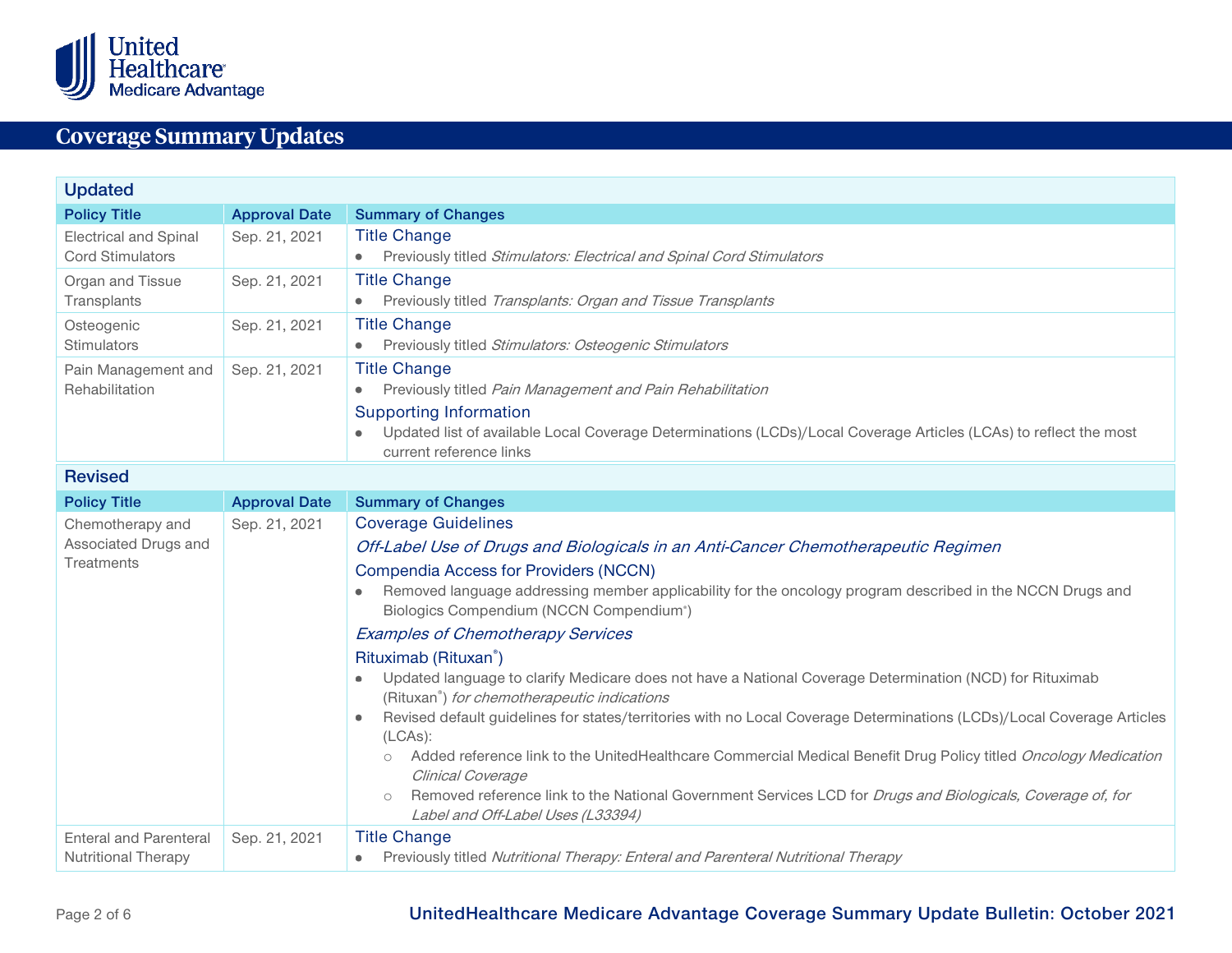## Coverage Summary Updates

### Updated

| Policy Title | Approval Date | Summary of Changes |
|---|---|---|
| Electrical and Spinal Cord Stimulators | Sep. 21, 2021 | **Title Change**<br>• Previously titled *Stimulators: Electrical and Spinal Cord Stimulators* |
| Organ and Tissue Transplants | Sep. 21, 2021 | **Title Change**<br>• Previously titled *Transplants: Organ and Tissue Transplants* |
| Osteogenic Stimulators | Sep. 21, 2021 | **Title Change**<br>• Previously titled *Stimulators: Osteogenic Stimulators* |
| Pain Management and Rehabilitation | Sep. 21, 2021 | **Title Change**<br>• Previously titled *Pain Management and Pain Rehabilitation*<br>**Supporting Information**<br>• Updated list of available Local Coverage Determinations (LCDs)/Local Coverage Articles (LCAs) to reflect the most current reference links |

### Revised

| Policy Title | Approval Date | Summary of Changes |
|---|---|---|
| Chemotherapy and Associated Drugs and Treatments | Sep. 21, 2021 | **Coverage Guidelines**<br>*Off-Label Use of Drugs and Biologicals in an Anti-Cancer Chemotherapeutic Regimen*<br>**Compendia Access for Providers (NCCN)**<br>• Removed language addressing member applicability for the oncology program described in the NCCN Drugs and Biologics Compendium (NCCN Compendium®)<br>*Examples of Chemotherapy Services*<br>**Rituximab (Rituxan®)**<br>• Updated language to clarify Medicare does not have a National Coverage Determination (NCD) for Rituximab (Rituxan®) *for chemotherapeutic indications*<br>• Revised default guidelines for states/territories with no Local Coverage Determinations (LCDs)/Local Coverage Articles (LCAs):<br>&nbsp;&nbsp;○ Added reference link to the UnitedHealthcare Commercial Medical Benefit Drug Policy titled *Oncology Medication Clinical Coverage*<br>&nbsp;&nbsp;○ Removed reference link to the National Government Services LCD for *Drugs and Biologicals, Coverage of, for Label and Off-Label Uses (L33394)* |
| Enteral and Parenteral Nutritional Therapy | Sep. 21, 2021 | **Title Change**<br>• Previously titled *Nutritional Therapy: Enteral and Parenteral Nutritional Therapy* |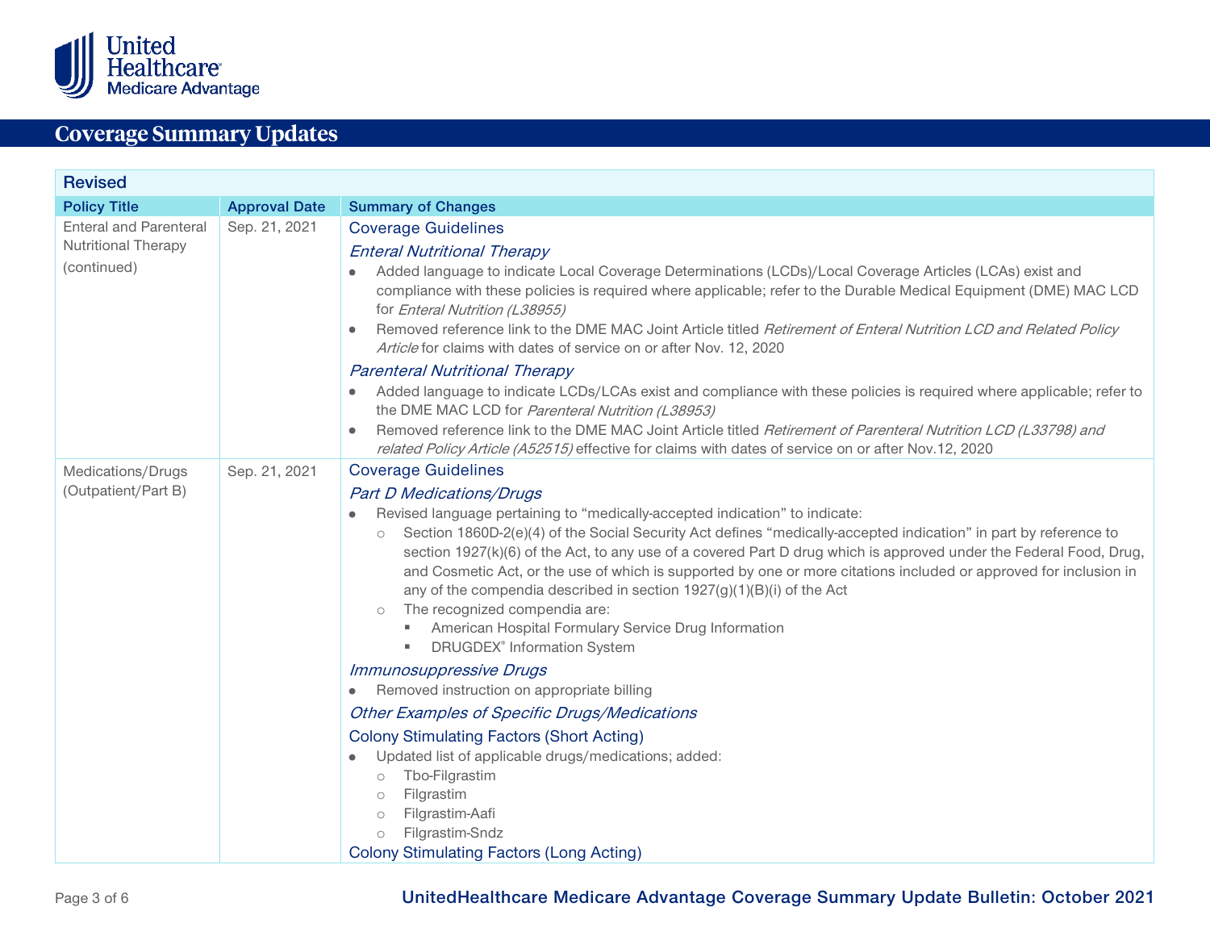## Coverage Summary Updates

| Revised | | |
|---|---|---|
| **Policy Title** | **Approval Date** | **Summary of Changes** |
| Enteral and Parenteral Nutritional Therapy (continued) | Sep. 21, 2021 | **Coverage Guidelines**<br>*Enteral Nutritional Therapy*<br>• Added language to indicate Local Coverage Determinations (LCDs)/Local Coverage Articles (LCAs) exist and compliance with these policies is required where applicable; refer to the Durable Medical Equipment (DME) MAC LCD for *Enteral Nutrition (L38955)*<br>• Removed reference link to the DME MAC Joint Article titled *Retirement of Enteral Nutrition LCD and Related Policy Article* for claims with dates of service on or after Nov. 12, 2020<br>*Parenteral Nutritional Therapy*<br>• Added language to indicate LCDs/LCAs exist and compliance with these policies is required where applicable; refer to the DME MAC LCD for *Parenteral Nutrition (L38953)*<br>• Removed reference link to the DME MAC Joint Article titled *Retirement of Parenteral Nutrition LCD (L33798) and related Policy Article (A52515)* effective for claims with dates of service on or after Nov.12, 2020 |
| Medications/Drugs (Outpatient/Part B) | Sep. 21, 2021 | **Coverage Guidelines**<br>*Part D Medications/Drugs*<br>• Revised language pertaining to "medically-accepted indication" to indicate:<br>  ○ Section 1860D-2(e)(4) of the Social Security Act defines "medically-accepted indication" in part by reference to section 1927(k)(6) of the Act, to any use of a covered Part D drug which is approved under the Federal Food, Drug, and Cosmetic Act, or the use of which is supported by one or more citations included or approved for inclusion in any of the compendia described in section 1927(g)(1)(B)(i) of the Act<br>  ○ The recognized compendia are:<br>    ▪ American Hospital Formulary Service Drug Information<br>    ▪ DRUGDEX® Information System<br>*Immunosuppressive Drugs*<br>• Removed instruction on appropriate billing<br>*Other Examples of Specific Drugs/Medications*<br>**Colony Stimulating Factors (Short Acting)**<br>• Updated list of applicable drugs/medications; added:<br>  ○ Tbo-Filgrastim<br>  ○ Filgrastim<br>  ○ Filgrastim-Aafi<br>  ○ Filgrastim-Sndz<br>**Colony Stimulating Factors (Long Acting)** |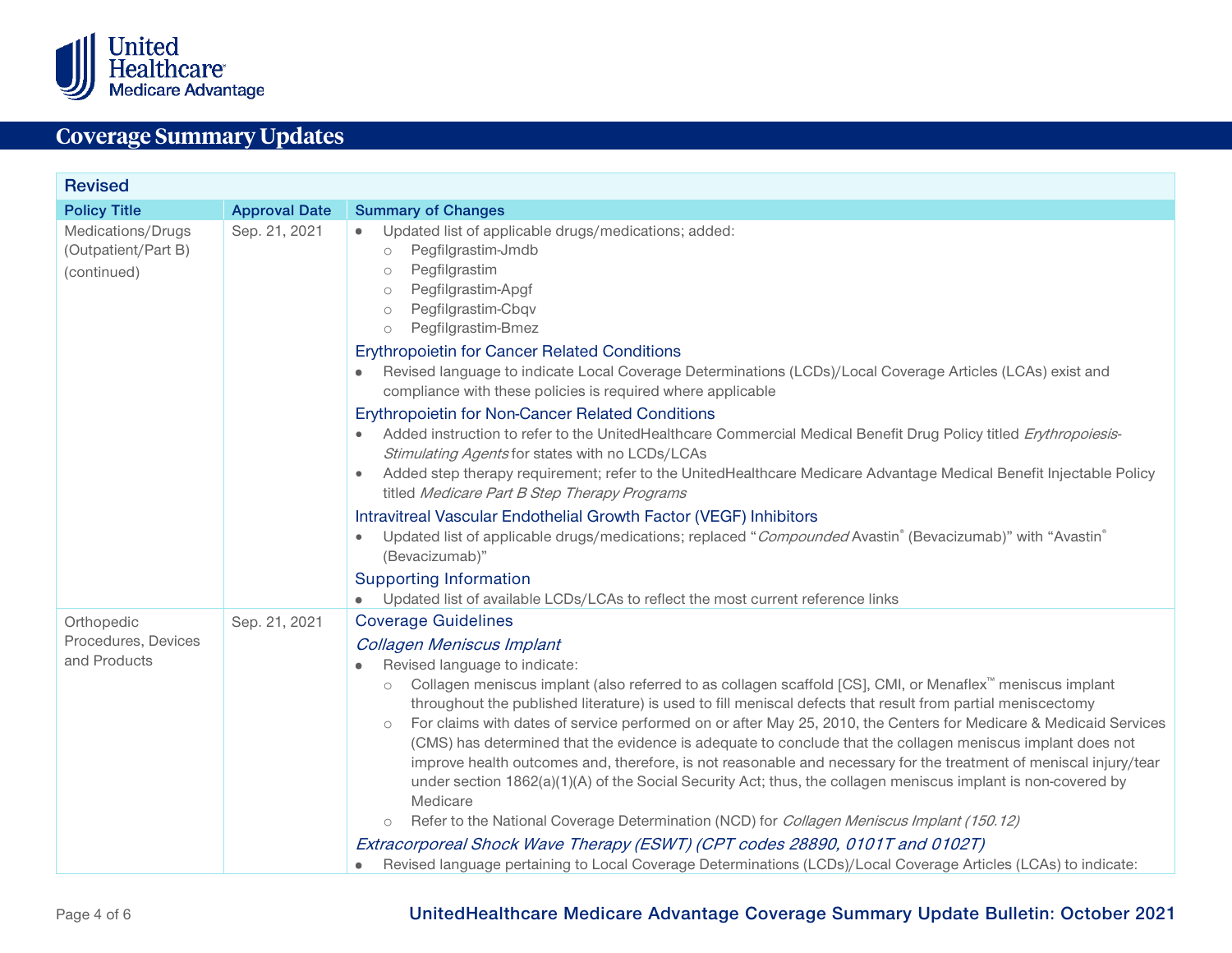## Coverage Summary Updates

| Revised | | |
|---|---|---|
| **Policy Title** | **Approval Date** | **Summary of Changes** |
| Medications/Drugs (Outpatient/Part B) (continued) | Sep. 21, 2021 | • Updated list of applicable drugs/medications; added:<br>  ○ Pegfilgrastim-Jmdb<br>  ○ Pegfilgrastim<br>  ○ Pegfilgrastim-Apgf<br>  ○ Pegfilgrastim-Cbqv<br>  ○ Pegfilgrastim-Bmez<br>**Erythropoietin for Cancer Related Conditions**<br>• Revised language to indicate Local Coverage Determinations (LCDs)/Local Coverage Articles (LCAs) exist and compliance with these policies is required where applicable<br>**Erythropoietin for Non-Cancer Related Conditions**<br>• Added instruction to refer to the UnitedHealthcare Commercial Medical Benefit Drug Policy titled *Erythropoiesis-Stimulating Agents* for states with no LCDs/LCAs<br>• Added step therapy requirement; refer to the UnitedHealthcare Medicare Advantage Medical Benefit Injectable Policy titled *Medicare Part B Step Therapy Programs*<br>**Intravitreal Vascular Endothelial Growth Factor (VEGF) Inhibitors**<br>• Updated list of applicable drugs/medications; replaced "*Compounded* Avastin® (Bevacizumab)" with "Avastin® (Bevacizumab)"<br>**Supporting Information**<br>• Updated list of available LCDs/LCAs to reflect the most current reference links |
| Orthopedic Procedures, Devices and Products | Sep. 21, 2021 | **Coverage Guidelines**<br>***Collagen Meniscus Implant***<br>• Revised language to indicate:<br>  ○ Collagen meniscus implant (also referred to as collagen scaffold [CS], CMI, or Menaflex™ meniscus implant throughout the published literature) is used to fill meniscal defects that result from partial meniscectomy<br>  ○ For claims with dates of service performed on or after May 25, 2010, the Centers for Medicare & Medicaid Services (CMS) has determined that the evidence is adequate to conclude that the collagen meniscus implant does not improve health outcomes and, therefore, is not reasonable and necessary for the treatment of meniscal injury/tear under section 1862(a)(1)(A) of the Social Security Act; thus, the collagen meniscus implant is non-covered by Medicare<br>  ○ Refer to the National Coverage Determination (NCD) for *Collagen Meniscus Implant (150.12)*<br>***Extracorporeal Shock Wave Therapy (ESWT) (CPT codes 28890, 0101T and 0102T)***<br>• Revised language pertaining to Local Coverage Determinations (LCDs)/Local Coverage Articles (LCAs) to indicate: |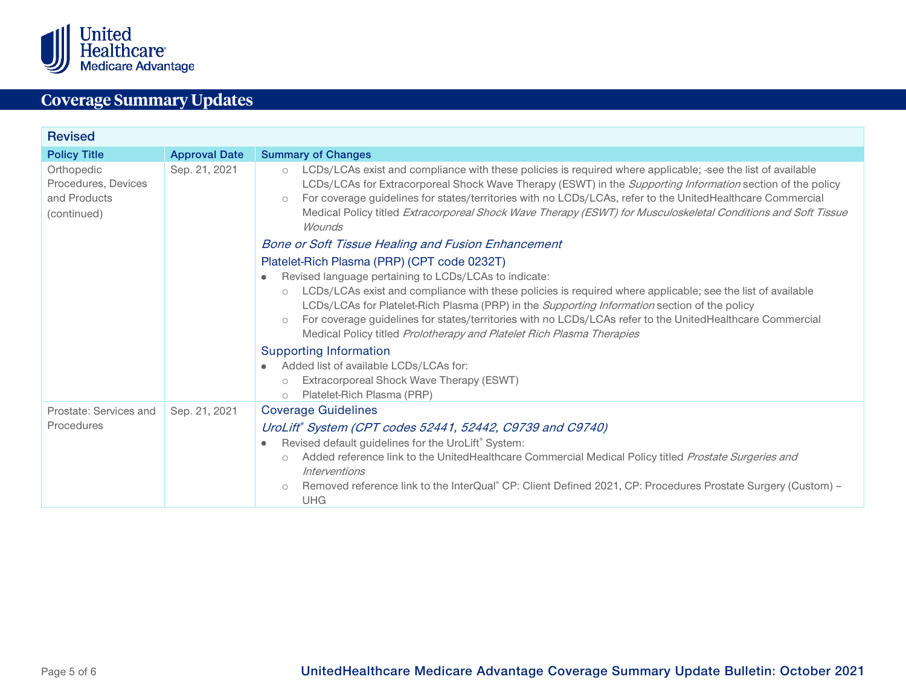## Coverage Summary Updates

| Revised | | |
|---|---|---|
| **Policy Title** | **Approval Date** | **Summary of Changes** |
| Orthopedic Procedures, Devices and Products (continued) | Sep. 21, 2021 | ○ LCDs/LCAs exist and compliance with these policies is required where applicable; see the list of available LCDs/LCAs for Extracorporeal Shock Wave Therapy (ESWT) in the *Supporting Information* section of the policy<br>○ For coverage guidelines for states/territories with no LCDs/LCAs, refer to the UnitedHealthcare Commercial Medical Policy titled *Extracorporeal Shock Wave Therapy (ESWT) for Musculoskeletal Conditions and Soft Tissue Wounds*<br>*Bone or Soft Tissue Healing and Fusion Enhancement*<br>Platelet-Rich Plasma (PRP) (CPT code 0232T)<br>● Revised language pertaining to LCDs/LCAs to indicate:<br>○ LCDs/LCAs exist and compliance with these policies is required where applicable; see the list of available LCDs/LCAs for Platelet-Rich Plasma (PRP) in the *Supporting Information* section of the policy<br>○ For coverage guidelines for states/territories with no LCDs/LCAs refer to the UnitedHealthcare Commercial Medical Policy titled *Prolotherapy and Platelet Rich Plasma Therapies*<br>Supporting Information<br>● Added list of available LCDs/LCAs for:<br>○ Extracorporeal Shock Wave Therapy (ESWT)<br>○ Platelet-Rich Plasma (PRP) |
| Prostate: Services and Procedures | Sep. 21, 2021 | Coverage Guidelines<br>*UroLift® System (CPT codes 52441, 52442, C9739 and C9740)*<br>● Revised default guidelines for the UroLift® System:<br>○ Added reference link to the UnitedHealthcare Commercial Medical Policy titled *Prostate Surgeries and Interventions*<br>○ Removed reference link to the InterQual® CP: Client Defined 2021, CP: Procedures Prostate Surgery (Custom) – UHG |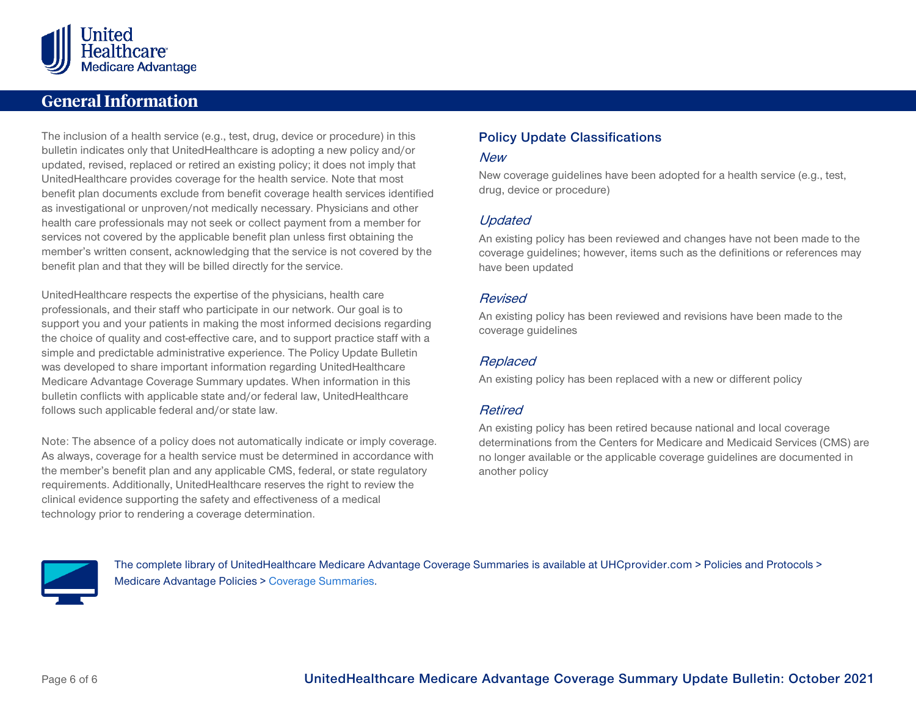## General Information

The inclusion of a health service (e.g., test, drug, device or procedure) in this bulletin indicates only that UnitedHealthcare is adopting a new policy and/or updated, revised, replaced or retired an existing policy; it does not imply that UnitedHealthcare provides coverage for the health service. Note that most benefit plan documents exclude from benefit coverage health services identified as investigational or unproven/not medically necessary. Physicians and other health care professionals may not seek or collect payment from a member for services not covered by the applicable benefit plan unless first obtaining the member's written consent, acknowledging that the service is not covered by the benefit plan and that they will be billed directly for the service.

UnitedHealthcare respects the expertise of the physicians, health care professionals, and their staff who participate in our network. Our goal is to support you and your patients in making the most informed decisions regarding the choice of quality and cost-effective care, and to support practice staff with a simple and predictable administrative experience. The Policy Update Bulletin was developed to share important information regarding UnitedHealthcare Medicare Advantage Coverage Summary updates. When information in this bulletin conflicts with applicable state and/or federal law, UnitedHealthcare follows such applicable federal and/or state law.

Note: The absence of a policy does not automatically indicate or imply coverage. As always, coverage for a health service must be determined in accordance with the member's benefit plan and any applicable CMS, federal, or state regulatory requirements. Additionally, UnitedHealthcare reserves the right to review the clinical evidence supporting the safety and effectiveness of a medical technology prior to rendering a coverage determination.

### Policy Update Classifications

*New*

New coverage guidelines have been adopted for a health service (e.g., test, drug, device or procedure)

*Updated*

An existing policy has been reviewed and changes have not been made to the coverage guidelines; however, items such as the definitions or references may have been updated

*Revised*

An existing policy has been reviewed and revisions have been made to the coverage guidelines

*Replaced*

An existing policy has been replaced with a new or different policy

*Retired*

An existing policy has been retired because national and local coverage determinations from the Centers for Medicare and Medicaid Services (CMS) are no longer available or the applicable coverage guidelines are documented in another policy

The complete library of UnitedHealthcare Medicare Advantage Coverage Summaries is available at UHCprovider.com > Policies and Protocols > Medicare Advantage Policies > Coverage Summaries.